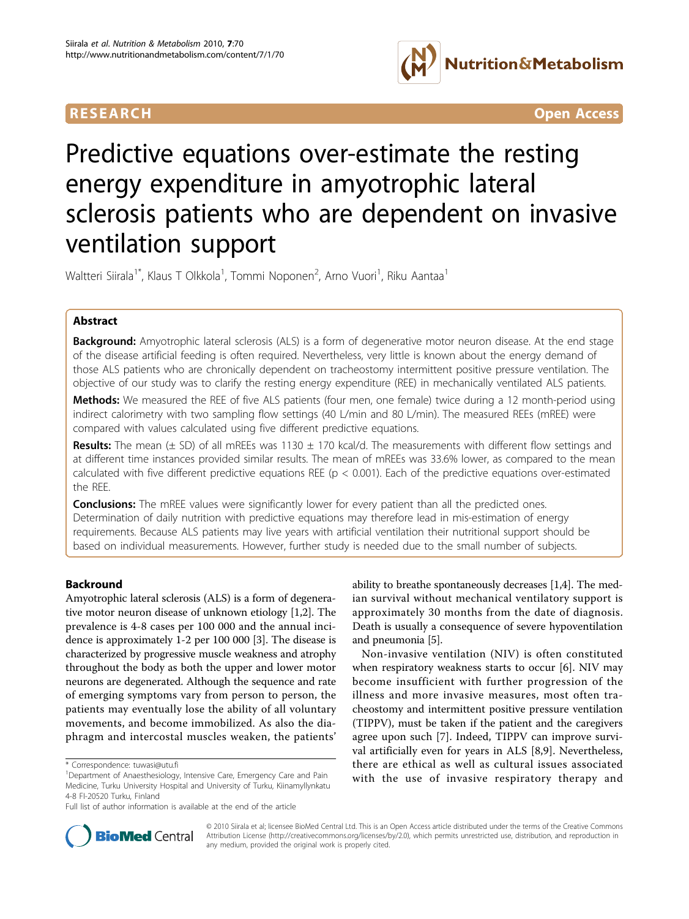RESEARCH **Open Access**

# Predictive equations over-estimate the resting energy expenditure in amyotrophic lateral sclerosis patients who are dependent on invasive ventilation support

Waltteri Siirala[1*], Klaus T Olkkola[1], Tommi Noponen[2], Arno Vuori[1], Riku Aantaa[1]

## Abstract

**Background:** Amyotrophic lateral sclerosis (ALS) is a form of degenerative motor neuron disease. At the end stage of the disease artificial feeding is often required. Nevertheless, very little is known about the energy demand of those ALS patients who are chronically dependent on tracheostomy intermittent positive pressure ventilation. The objective of our study was to clarify the resting energy expenditure (REE) in mechanically ventilated ALS patients.

**Methods:** We measured the REE of five ALS patients (four men, one female) twice during a 12 month-period using indirect calorimetry with two sampling flow settings (40 L/min and 80 L/min). The measured REEs (mREE) were compared with values calculated using five different predictive equations.

**Results:** The mean (± SD) of all mREEs was 1130 ± 170 kcal/d. The measurements with different flow settings and at different time instances provided similar results. The mean of mREEs was 33.6% lower, as compared to the mean calculated with five different predictive equations REE ($p < 0.001$). Each of the predictive equations over-estimated the REE.

**Conclusions:** The mREE values were significantly lower for every patient than all the predicted ones. Determination of daily nutrition with predictive equations may therefore lead in mis-estimation of energy requirements. Because ALS patients may live years with artificial ventilation their nutritional support should be based on individual measurements. However, further study is needed due to the small number of subjects.

## Backround

Amyotrophic lateral sclerosis (ALS) is a form of degenerative motor neuron disease of unknown etiology [1,2]. The prevalence is 4-8 cases per 100 000 and the annual incidence is approximately 1-2 per 100 000 [3]. The disease is characterized by progressive muscle weakness and atrophy throughout the body as both the upper and lower motor neurons are degenerated. Although the sequence and rate of emerging symptoms vary from person to person, the patients may eventually lose the ability of all voluntary movements, and become immobilized. As also the diaphragm and intercostal muscles weaken, the patients' ability to breathe spontaneously decreases [1,4]. The median survival without mechanical ventilatory support is approximately 30 months from the date of diagnosis. Death is usually a consequence of severe hypoventilation and pneumonia [5].

Non-invasive ventilation (NIV) is often constituted when respiratory weakness starts to occur [6]. NIV may become insufficient with further progression of the illness and more invasive measures, most often tracheostomy and intermittent positive pressure ventilation (TIPPV), must be taken if the patient and the caregivers agree upon such [7]. Indeed, TIPPV can improve survival artificially even for years in ALS [8,9]. Nevertheless, there are ethical as well as cultural issues associated with the use of invasive respiratory therapy and

\* Correspondence: tuwasi@utu.fi
[1]Department of Anaesthesiology, Intensive Care, Emergency Care and Pain Medicine, Turku University Hospital and University of Turku, Kiinamyllynkatu 4-8 FI-20520 Turku, Finland
Full list of author information is available at the end of the article

© 2010 Siirala et al; licensee BioMed Central Ltd. This is an Open Access article distributed under the terms of the Creative Commons Attribution License (http://creativecommons.org/licenses/by/2.0), which permits unrestricted use, distribution, and reproduction in any medium, provided the original work is properly cited.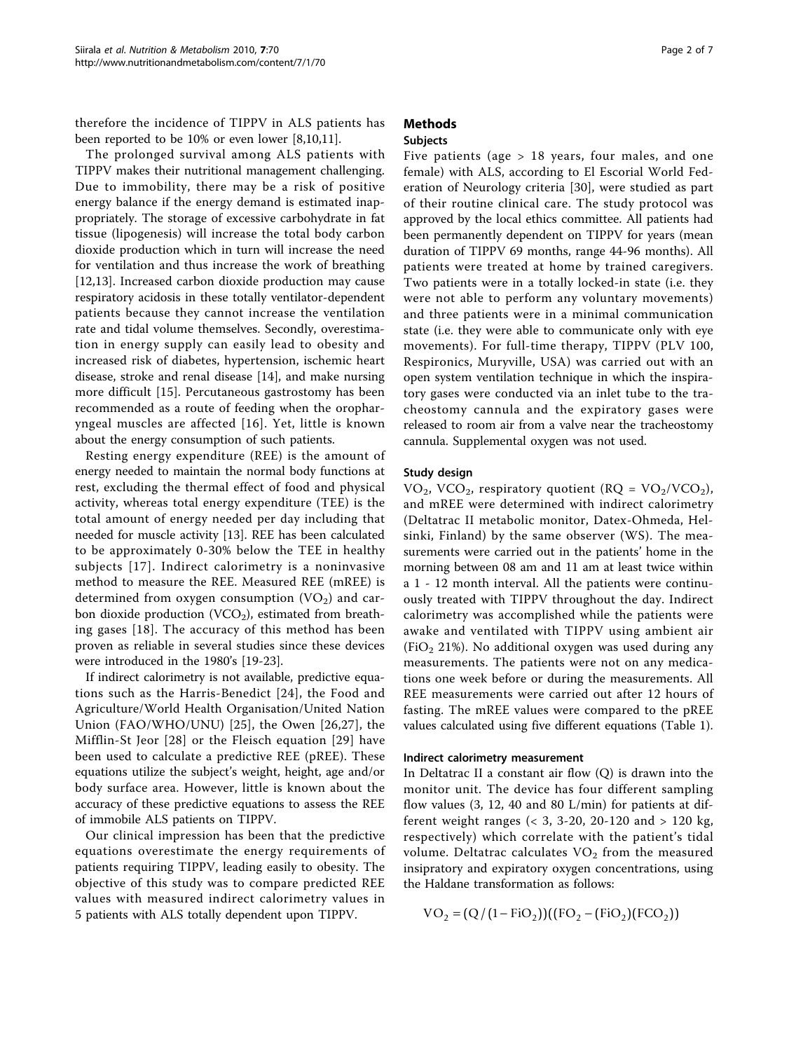therefore the incidence of TIPPV in ALS patients has been reported to be 10% or even lower [8,10,11].

The prolonged survival among ALS patients with TIPPV makes their nutritional management challenging. Due to immobility, there may be a risk of positive energy balance if the energy demand is estimated inappropriately. The storage of excessive carbohydrate in fat tissue (lipogenesis) will increase the total body carbon dioxide production which in turn will increase the need for ventilation and thus increase the work of breathing [12,13]. Increased carbon dioxide production may cause respiratory acidosis in these totally ventilator-dependent patients because they cannot increase the ventilation rate and tidal volume themselves. Secondly, overestimation in energy supply can easily lead to obesity and increased risk of diabetes, hypertension, ischemic heart disease, stroke and renal disease [14], and make nursing more difficult [15]. Percutaneous gastrostomy has been recommended as a route of feeding when the oropharyngeal muscles are affected [16]. Yet, little is known about the energy consumption of such patients.

Resting energy expenditure (REE) is the amount of energy needed to maintain the normal body functions at rest, excluding the thermal effect of food and physical activity, whereas total energy expenditure (TEE) is the total amount of energy needed per day including that needed for muscle activity [13]. REE has been calculated to be approximately 0-30% below the TEE in healthy subjects [17]. Indirect calorimetry is a noninvasive method to measure the REE. Measured REE (mREE) is determined from oxygen consumption ($VO_2$) and carbon dioxide production ($VCO_2$), estimated from breathing gases [18]. The accuracy of this method has been proven as reliable in several studies since these devices were introduced in the 1980's [19-23].

If indirect calorimetry is not available, predictive equations such as the Harris-Benedict [24], the Food and Agriculture/World Health Organisation/United Nation Union (FAO/WHO/UNU) [25], the Owen [26,27], the Mifflin-St Jeor [28] or the Fleisch equation [29] have been used to calculate a predictive REE (pREE). These equations utilize the subject's weight, height, age and/or body surface area. However, little is known about the accuracy of these predictive equations to assess the REE of immobile ALS patients on TIPPV.

Our clinical impression has been that the predictive equations overestimate the energy requirements of patients requiring TIPPV, leading easily to obesity. The objective of this study was to compare predicted REE values with measured indirect calorimetry values in 5 patients with ALS totally dependent upon TIPPV.

## Methods

### Subjects

Five patients (age > 18 years, four males, and one female) with ALS, according to El Escorial World Federation of Neurology criteria [30], were studied as part of their routine clinical care. The study protocol was approved by the local ethics committee. All patients had been permanently dependent on TIPPV for years (mean duration of TIPPV 69 months, range 44-96 months). All patients were treated at home by trained caregivers. Two patients were in a totally locked-in state (i.e. they were not able to perform any voluntary movements) and three patients were in a minimal communication state (i.e. they were able to communicate only with eye movements). For full-time therapy, TIPPV (PLV 100, Respironics, Muryville, USA) was carried out with an open system ventilation technique in which the inspiratory gases were conducted via an inlet tube to the tracheostomy cannula and the expiratory gases were released to room air from a valve near the tracheostomy cannula. Supplemental oxygen was not used.

### Study design

$VO_2$, $VCO_2$, respiratory quotient ($RQ = VO_2/VCO_2$), and mREE were determined with indirect calorimetry (Deltatrac II metabolic monitor, Datex-Ohmeda, Helsinki, Finland) by the same observer (WS). The measurements were carried out in the patients' home in the morning between 08 am and 11 am at least twice within a 1 - 12 month interval. All the patients were continuously treated with TIPPV throughout the day. Indirect calorimetry was accomplished while the patients were awake and ventilated with TIPPV using ambient air ($FiO_2$ 21%). No additional oxygen was used during any measurements. The patients were not on any medications one week before or during the measurements. All REE measurements were carried out after 12 hours of fasting. The mREE values were compared to the pREE values calculated using five different equations (Table 1).

### Indirect calorimetry measurement

In Deltatrac II a constant air flow (Q) is drawn into the monitor unit. The device has four different sampling flow values (3, 12, 40 and 80 L/min) for patients at different weight ranges (< 3, 3-20, 20-120 and > 120 kg, respectively) which correlate with the patient's tidal volume. Deltatrac calculates $VO_2$ from the measured insiratory and expiratory oxygen concentrations, using the Haldane transformation as follows:

$$VO_2 = (Q/(1-FiO_2))((FO_2-(FiO_2)(FCO_2))$$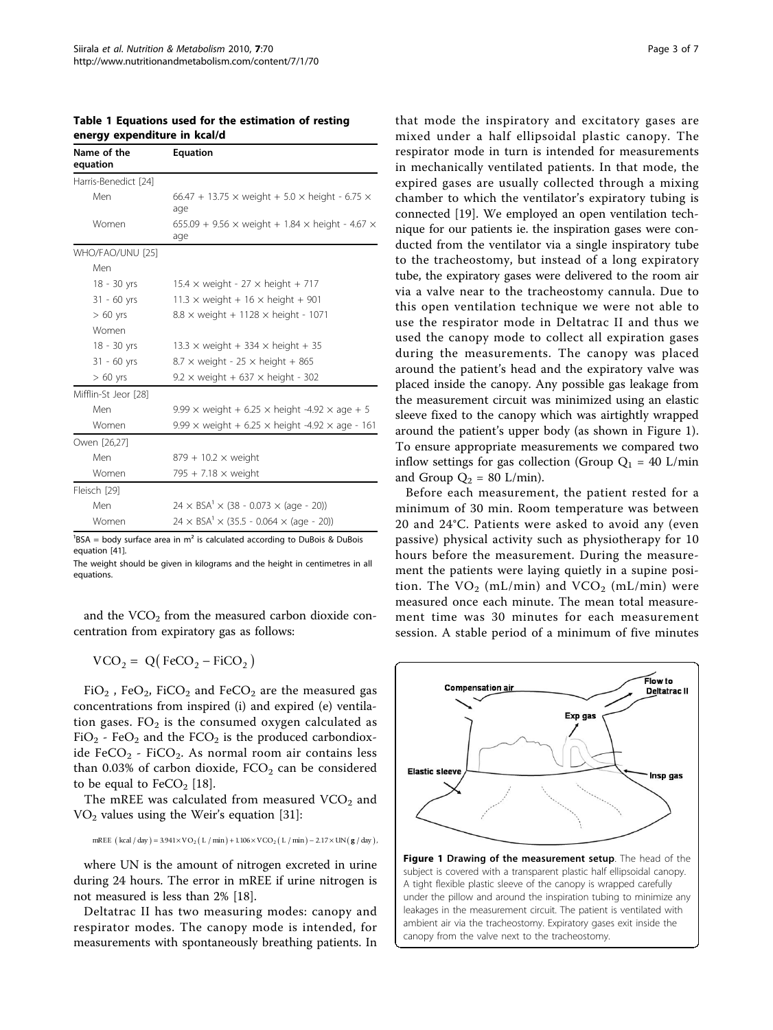**Table 1 Equations used for the estimation of resting energy expenditure in kcal/d**

| Name of the equation | Equation |
|---|---|
| Harris-Benedict [24] | |
| Men | 66.47 + 13.75 × weight + 5.0 × height - 6.75 × age |
| Women | 655.09 + 9.56 × weight + 1.84 × height - 4.67 × age |
| WHO/FAO/UNU [25] | |
| Men | |
| 18 - 30 yrs | 15.4 × weight - 27 × height + 717 |
| 31 - 60 yrs | 11.3 × weight + 16 × height + 901 |
| > 60 yrs | 8.8 × weight + 1128 × height - 1071 |
| Women | |
| 18 - 30 yrs | 13.3 × weight + 334 × height + 35 |
| 31 - 60 yrs | 8.7 × weight - 25 × height + 865 |
| > 60 yrs | 9.2 × weight + 637 × height - 302 |
| Mifflin-St Jeor [28] | |
| Men | 9.99 × weight + 6.25 × height -4.92 × age + 5 |
| Women | 9.99 × weight + 6.25 × height -4.92 × age - 161 |
| Owen [26,27] | |
| Men | 879 + 10.2 × weight |
| Women | 795 + 7.18 × weight |
| Fleisch [29] | |
| Men | 24 × BSA[1] × (38 - 0.073 × (age - 20)) |
| Women | 24 × BSA[1] × (35.5 - 0.064 × (age - 20)) |

[1]BSA = body surface area in m² is calculated according to DuBois & DuBois equation [41].

The weight should be given in kilograms and the height in centimetres in all equations.

and the $VCO_2$ from the measured carbon dioxide concentration from expiratory gas as follows:

$$VCO_2 = Q(FeCO_2 - FiCO_2)$$

$FiO_2$, $FeO_2$, $FiCO_2$ and $FeCO_2$ are the measured gas concentrations from inspired (i) and expired (e) ventilation gases. $FO_2$ is the consumed oxygen calculated as $FiO_2$ - $FeO_2$ and the $FCO_2$ is the produced carbondioxide $FeCO_2$ - $FiCO_2$. As normal room air contains less than 0.03% of carbon dioxide, $FCO_2$ can be considered to be equal to $FeCO_2$ [18].

The mREE was calculated from measured $VCO_2$ and $VO_2$ values using the Weir's equation [31]:

$$\text{mREE (kcal/day)} = 3.941 \times VO_2\,(\text{L/min}) + 1.106 \times VCO_2\,(\text{L/min}) - 2.17 \times UN\,(\text{g/day}),$$

where UN is the amount of nitrogen excreted in urine during 24 hours. The error in mREE if urine nitrogen is not measured is less than 2% [18].

Deltatrac II has two measuring modes: canopy and respirator modes. The canopy mode is intended, for measurements with spontaneously breathing patients. In that mode the inspiratory and excitatory gases are mixed under a half ellipsoidal plastic canopy. The respirator mode in turn is intended for measurements in mechanically ventilated patients. In that mode, the expired gases are usually collected through a mixing chamber to which the ventilator's expiratory tubing is connected [19]. We employed an open ventilation technique for our patients ie. the inspiration gases were conducted from the ventilator via a single inspiratory tube to the tracheostomy, but instead of a long expiratory tube, the expiratory gases were delivered to the room air via a valve near to the tracheostomy cannula. Due to this open ventilation technique we were not able to use the respirator mode in Deltatrac II and thus we used the canopy mode to collect all expiration gases during the measurements. The canopy was placed around the patient's head and the expiratory valve was placed inside the canopy. Any possible gas leakage from the measurement circuit was minimized using an elastic sleeve fixed to the canopy which was airtightly wrapped around the patient's upper body (as shown in Figure 1). To ensure appropriate measurements we compared two inflow settings for gas collection (Group $Q_1$ = 40 L/min and Group $Q_2$ = 80 L/min).

Before each measurement, the patient rested for a minimum of 30 min. Room temperature was between 20 and 24°C. Patients were asked to avoid any (even passive) physical activity such as physiotherapy for 10 hours before the measurement. During the measurement the patients were laying quietly in a supine position. The $VO_2$ (mL/min) and $VCO_2$ (mL/min) were measured once each minute. The mean total measurement time was 30 minutes for each measurement session. A stable period of a minimum of five minutes

**Figure 1 Drawing of the measurement setup**. The head of the subject is covered with a transparent plastic half ellipsoidal canopy. A tight flexible plastic sleeve of the canopy is wrapped carefully under the pillow and around the inspiration tubing to minimize any leakages in the measurement circuit. The patient is ventilated with ambient air via the tracheostomy. Expiratory gases exit inside the canopy from the valve next to the tracheostomy.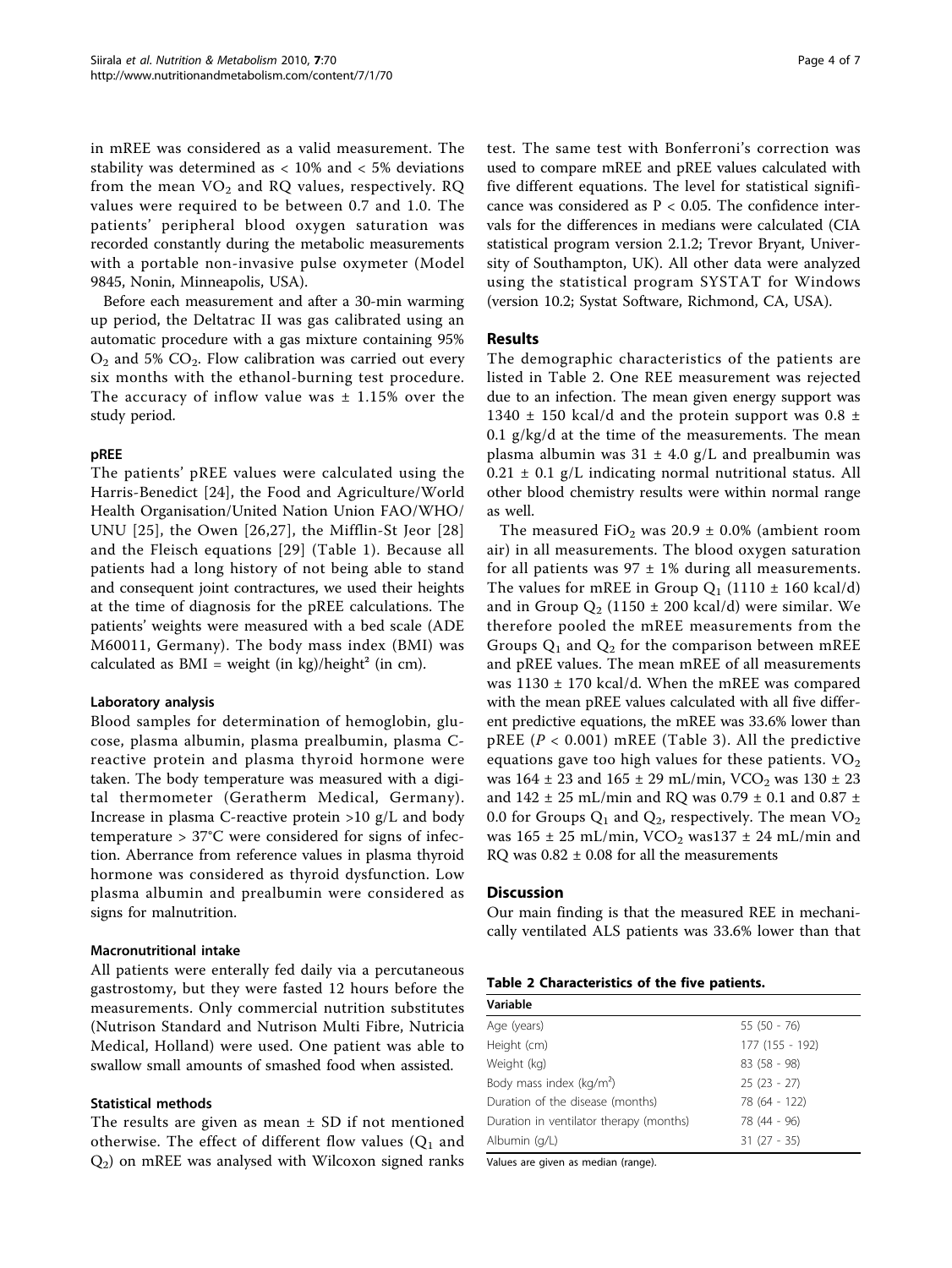in mREE was considered as a valid measurement. The stability was determined as < 10% and < 5% deviations from the mean $VO_2$ and RQ values, respectively. RQ values were required to be between 0.7 and 1.0. The patients' peripheral blood oxygen saturation was recorded constantly during the metabolic measurements with a portable non-invasive pulse oxymeter (Model 9845, Nonin, Minneapolis, USA).

Before each measurement and after a 30-min warming up period, the Deltatrac II was gas calibrated using an automatic procedure with a gas mixture containing 95% $O_2$ and 5% $CO_2$. Flow calibration was carried out every six months with the ethanol-burning test procedure. The accuracy of inflow value was ± 1.15% over the study period.

### pREE

The patients' pREE values were calculated using the Harris-Benedict [24], the Food and Agriculture/World Health Organisation/United Nation Union FAO/WHO/UNU [25], the Owen [26,27], the Mifflin-St Jeor [28] and the Fleisch equations [29] (Table 1). Because all patients had a long history of not being able to stand and consequent joint contractures, we used their heights at the time of diagnosis for the pREE calculations. The patients' weights were measured with a bed scale (ADE M60011, Germany). The body mass index (BMI) was calculated as BMI = weight (in kg)/height² (in cm).

#### Laboratory analysis

Blood samples for determination of hemoglobin, glucose, plasma albumin, plasma prealbumin, plasma C-reactive protein and plasma thyroid hormone were taken. The body temperature was measured with a digital thermometer (Geratherm Medical, Germany). Increase in plasma C-reactive protein >10 g/L and body temperature > 37°C were considered for signs of infection. Aberrance from reference values in plasma thyroid hormone was considered as thyroid dysfunction. Low plasma albumin and prealbumin were considered as signs for malnutrition.

#### Macronutritional intake

All patients were enterally fed daily via a percutaneous gastrostomy, but they were fasted 12 hours before the measurements. Only commercial nutrition substitutes (Nutrison Standard and Nutrison Multi Fibre, Nutricia Medical, Holland) were used. One patient was able to swallow small amounts of smashed food when assisted.

#### Statistical methods

The results are given as mean ± SD if not mentioned otherwise. The effect of different flow values ($Q_1$ and $Q_2$) on mREE was analysed with Wilcoxon signed ranks test. The same test with Bonferroni's correction was used to compare mREE and pREE values calculated with five different equations. The level for statistical significance was considered as $P < 0.05$. The confidence intervals for the differences in medians were calculated (CIA statistical program version 2.1.2; Trevor Bryant, University of Southampton, UK). All other data were analyzed using the statistical program SYSTAT for Windows (version 10.2; Systat Software, Richmond, CA, USA).

## Results

The demographic characteristics of the patients are listed in Table 2. One REE measurement was rejected due to an infection. The mean given energy support was 1340 ± 150 kcal/d and the protein support was 0.8 ± 0.1 g/kg/d at the time of the measurements. The mean plasma albumin was 31 ± 4.0 g/L and prealbumin was 0.21 ± 0.1 g/L indicating normal nutritional status. All other blood chemistry results were within normal range as well.

The measured $FiO_2$ was 20.9 ± 0.0% (ambient room air) in all measurements. The blood oxygen saturation for all patients was 97 ± 1% during all measurements. The values for mREE in Group $Q_1$ (1110 ± 160 kcal/d) and in Group $Q_2$ (1150 ± 200 kcal/d) were similar. We therefore pooled the mREE measurements from the Groups $Q_1$ and $Q_2$ for the comparison between mREE and pREE values. The mean mREE of all measurements was 1130 ± 170 kcal/d. When the mREE was compared with the mean pREE values calculated with all five different predictive equations, the mREE was 33.6% lower than pREE ($P < 0.001$) mREE (Table 3). All the predictive equations gave too high values for these patients. $VO_2$ was 164 ± 23 and 165 ± 29 mL/min, $VCO_2$ was 130 ± 23 and 142 ± 25 mL/min and RQ was 0.79 ± 0.1 and 0.87 ± 0.0 for Groups $Q_1$ and $Q_2$, respectively. The mean $VO_2$ was 165 ± 25 mL/min, $VCO_2$ was137 ± 24 mL/min and RQ was 0.82 ± 0.08 for all the measurements

## Discussion

Our main finding is that the measured REE in mechanically ventilated ALS patients was 33.6% lower than that

**Table 2 Characteristics of the five patients.**

| Variable | |
|---|---|
| Age (years) | 55 (50 - 76) |
| Height (cm) | 177 (155 - 192) |
| Weight (kg) | 83 (58 - 98) |
| Body mass index (kg/m²) | 25 (23 - 27) |
| Duration of the disease (months) | 78 (64 - 122) |
| Duration in ventilator therapy (months) | 78 (44 - 96) |
| Albumin (g/L) | 31 (27 - 35) |

Values are given as median (range).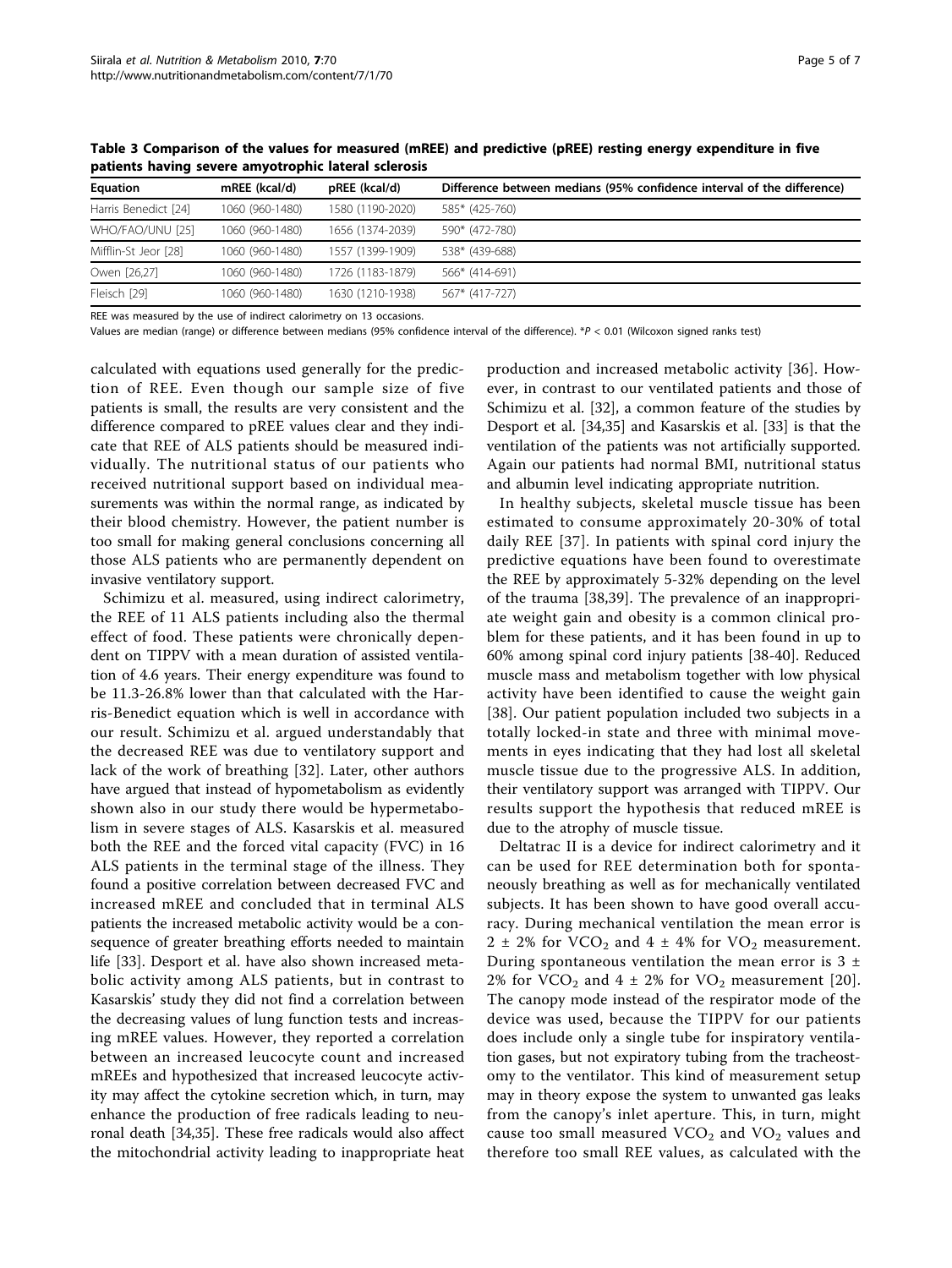**Table 3 Comparison of the values for measured (mREE) and predictive (pREE) resting energy expenditure in five patients having severe amyotrophic lateral sclerosis**

| Equation | mREE (kcal/d) | pREE (kcal/d) | Difference between medians (95% confidence interval of the difference) |
|---|---|---|---|
| Harris Benedict [24] | 1060 (960-1480) | 1580 (1190-2020) | 585* (425-760) |
| WHO/FAO/UNU [25] | 1060 (960-1480) | 1656 (1374-2039) | 590* (472-780) |
| Mifflin-St Jeor [28] | 1060 (960-1480) | 1557 (1399-1909) | 538* (439-688) |
| Owen [26,27] | 1060 (960-1480) | 1726 (1183-1879) | 566* (414-691) |
| Fleisch [29] | 1060 (960-1480) | 1630 (1210-1938) | 567* (417-727) |

REE was measured by the use of indirect calorimetry on 13 occasions.

Values are median (range) or difference between medians (95% confidence interval of the difference). *$P < 0.01$ (Wilcoxon signed ranks test)

calculated with equations used generally for the prediction of REE. Even though our sample size of five patients is small, the results are very consistent and the difference compared to pREE values clear and they indicate that REE of ALS patients should be measured individually. The nutritional status of our patients who received nutritional support based on individual measurements was within the normal range, as indicated by their blood chemistry. However, the patient number is too small for making general conclusions concerning all those ALS patients who are permanently dependent on invasive ventilatory support.

Schimizu et al. measured, using indirect calorimetry, the REE of 11 ALS patients including also the thermal effect of food. These patients were chronically dependent on TIPPV with a mean duration of assisted ventilation of 4.6 years. Their energy expenditure was found to be 11.3-26.8% lower than that calculated with the Harris-Benedict equation which is well in accordance with our result. Schimizu et al. argued understandably that the decreased REE was due to ventilatory support and lack of the work of breathing [32]. Later, other authors have argued that instead of hypometabolism as evidently shown also in our study there would be hypermetabolism in severe stages of ALS. Kasarskis et al. measured both the REE and the forced vital capacity (FVC) in 16 ALS patients in the terminal stage of the illness. They found a positive correlation between decreased FVC and increased mREE and concluded that in terminal ALS patients the increased metabolic activity would be a consequence of greater breathing efforts needed to maintain life [33]. Desport et al. have also shown increased metabolic activity among ALS patients, but in contrast to Kasarskis' study they did not find a correlation between the decreasing values of lung function tests and increasing mREE values. However, they reported a correlation between an increased leucocyte count and increased mREEs and hypothesized that increased leucocyte activity may affect the cytokine secretion which, in turn, may enhance the production of free radicals leading to neuronal death [34,35]. These free radicals would also affect the mitochondrial activity leading to inappropriate heat production and increased metabolic activity [36]. However, in contrast to our ventilated patients and those of Schimizu et al. [32], a common feature of the studies by Desport et al. [34,35] and Kasarskis et al. [33] is that the ventilation of the patients was not artificially supported. Again our patients had normal BMI, nutritional status and albumin level indicating appropriate nutrition.

In healthy subjects, skeletal muscle tissue has been estimated to consume approximately 20-30% of total daily REE [37]. In patients with spinal cord injury the predictive equations have been found to overestimate the REE by approximately 5-32% depending on the level of the trauma [38,39]. The prevalence of an inappropriate weight gain and obesity is a common clinical problem for these patients, and it has been found in up to 60% among spinal cord injury patients [38-40]. Reduced muscle mass and metabolism together with low physical activity have been identified to cause the weight gain [38]. Our patient population included two subjects in a totally locked-in state and three with minimal movements in eyes indicating that they had lost all skeletal muscle tissue due to the progressive ALS. In addition, their ventilatory support was arranged with TIPPV. Our results support the hypothesis that reduced mREE is due to the atrophy of muscle tissue.

Deltatrac II is a device for indirect calorimetry and it can be used for REE determination both for spontaneously breathing as well as for mechanically ventilated subjects. It has been shown to have good overall accuracy. During mechanical ventilation the mean error is $2 \pm 2\%$ for $VCO_2$ and $4 \pm 4\%$ for $VO_2$ measurement. During spontaneous ventilation the mean error is $3 \pm 2\%$ for $VCO_2$ and $4 \pm 2\%$ for $VO_2$ measurement [20]. The canopy mode instead of the respirator mode of the device was used, because the TIPPV for our patients does include only a single tube for inspiratory ventilation gases, but not expiratory tubing from the tracheostomy to the ventilator. This kind of measurement setup may in theory expose the system to unwanted gas leaks from the canopy's inlet aperture. This, in turn, might cause too small measured $VCO_2$ and $VO_2$ values and therefore too small REE values, as calculated with the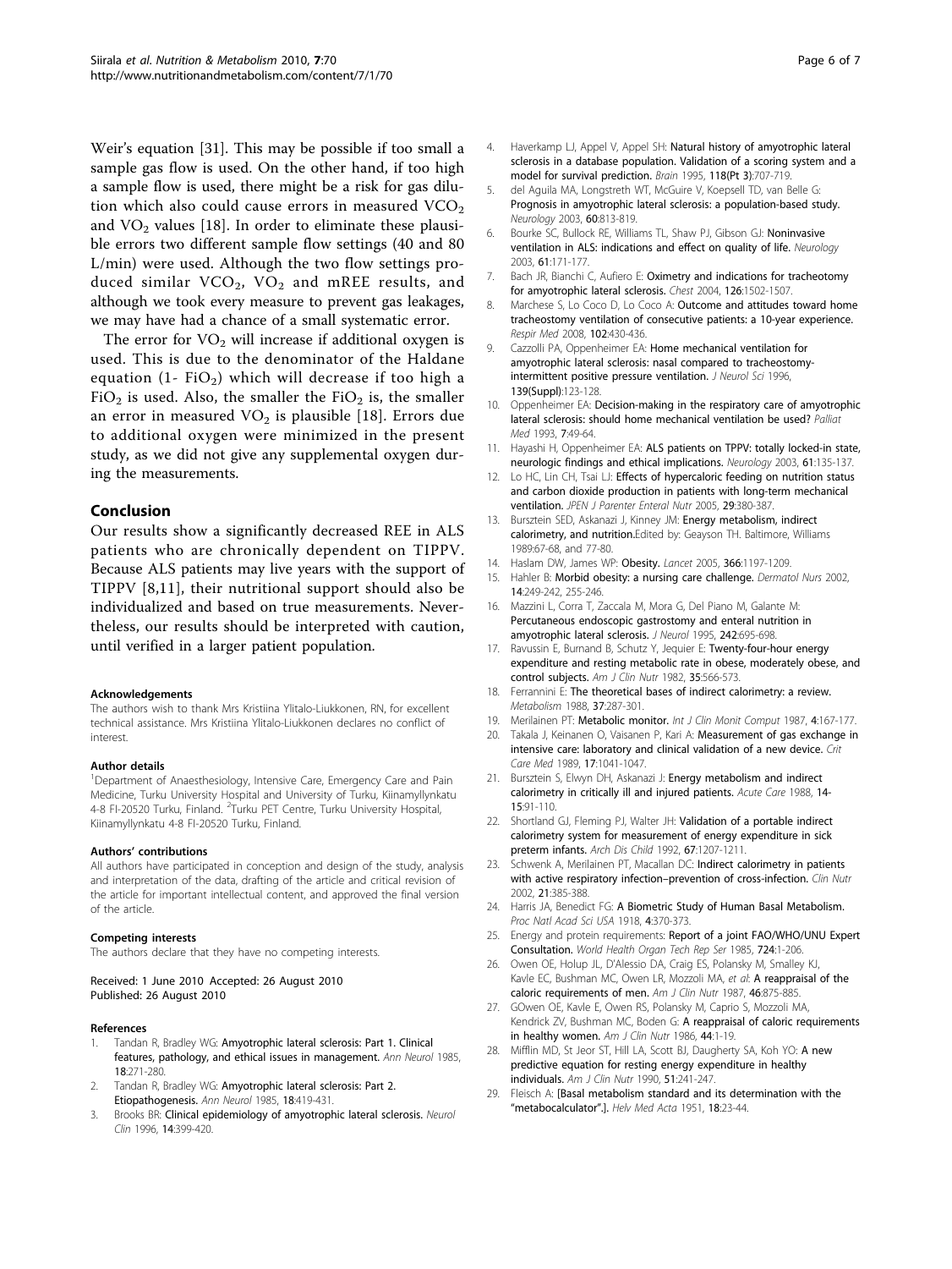Weir's equation [31]. This may be possible if too small a sample gas flow is used. On the other hand, if too high a sample flow is used, there might be a risk for gas dilution which also could cause errors in measured $VCO_2$ and $VO_2$ values [18]. In order to eliminate these plausible errors two different sample flow settings (40 and 80 L/min) were used. Although the two flow settings produced similar $VCO_2$, $VO_2$ and mREE results, and although we took every measure to prevent gas leakages, we may have had a chance of a small systematic error.

The error for $VO_2$ will increase if additional oxygen is used. This is due to the denominator of the Haldane equation (1- $FiO_2$) which will decrease if too high a $FiO_2$ is used. Also, the smaller the $FiO_2$ is, the smaller an error in measured $VO_2$ is plausible [18]. Errors due to additional oxygen were minimized in the present study, as we did not give any supplemental oxygen during the measurements.

## Conclusion

Our results show a significantly decreased REE in ALS patients who are chronically dependent on TIPPV. Because ALS patients may live years with the support of TIPPV [8,11], their nutritional support should also be individualized and based on true measurements. Nevertheless, our results should be interpreted with caution, until verified in a larger patient population.

#### Acknowledgements

The authors wish to thank Mrs Kristiina Ylitalo-Liukkonen, RN, for excellent technical assistance. Mrs Kristiina Ylitalo-Liukkonen declares no conflict of interest.

#### Author details

[1]Department of Anaesthesiology, Intensive Care, Emergency Care and Pain Medicine, Turku University Hospital and University of Turku, Kiinamyllynkatu 4-8 FI-20520 Turku, Finland. [2]Turku PET Centre, Turku University Hospital, Kiinamyllynkatu 4-8 FI-20520 Turku, Finland.

#### Authors' contributions

All authors have participated in conception and design of the study, analysis and interpretation of the data, drafting of the article and critical revision of the article for important intellectual content, and approved the final version of the article.

#### Competing interests

The authors declare that they have no competing interests.

Received: 1 June 2010 Accepted: 26 August 2010
Published: 26 August 2010

#### References

1. Tandan R, Bradley WG: Amyotrophic lateral sclerosis: Part 1. Clinical features, pathology, and ethical issues in management. *Ann Neurol* 1985, 18:271-280.
2. Tandan R, Bradley WG: Amyotrophic lateral sclerosis: Part 2. Etiopathogenesis. *Ann Neurol* 1985, 18:419-431.
3. Brooks BR: Clinical epidemiology of amyotrophic lateral sclerosis. *Neurol Clin* 1996, 14:399-420.
4. Haverkamp LJ, Appel V, Appel SH: Natural history of amyotrophic lateral sclerosis in a database population. Validation of a scoring system and a model for survival prediction. *Brain* 1995, 118(Pt 3):707-719.
5. del Aguila MA, Longstreth WT, McGuire V, Koepsell TD, van Belle G: Prognosis in amyotrophic lateral sclerosis: a population-based study. *Neurology* 2003, 60:813-819.
6. Bourke SC, Bullock RE, Williams TL, Shaw PJ, Gibson GJ: Noninvasive ventilation in ALS: indications and effect on quality of life. *Neurology* 2003, 61:171-177.
7. Bach JR, Bianchi C, Aufiero E: Oximetry and indications for tracheotomy for amyotrophic lateral sclerosis. *Chest* 2004, 126:1502-1507.
8. Marchese S, Lo Coco D, Lo Coco A: Outcome and attitudes toward home tracheostomy ventilation of consecutive patients: a 10-year experience. *Respir Med* 2008, 102:430-436.
9. Cazzolli PA, Oppenheimer EA: Home mechanical ventilation for amyotrophic lateral sclerosis: nasal compared to tracheostomy-intermittent positive pressure ventilation. *J Neurol Sci* 1996, 139(Suppl):123-128.
10. Oppenheimer EA: Decision-making in the respiratory care of amyotrophic lateral sclerosis: should home mechanical ventilation be used? *Palliat Med* 1993, 7:49-64.
11. Hayashi H, Oppenheimer EA: ALS patients on TPPV: totally locked-in state, neurologic findings and ethical implications. *Neurology* 2003, 61:135-137.
12. Lo HC, Lin CH, Tsai LJ: Effects of hypercaloric feeding on nutrition status and carbon dioxide production in patients with long-term mechanical ventilation. *JPEN J Parenter Enteral Nutr* 2005, 29:380-387.
13. Bursztein SED, Askanazi J, Kinney JM: Energy metabolism, indirect calorimetry, and nutrition.Edited by: Geayson TH. Baltimore, Williams 1989:67-68, and 77-80.
14. Haslam DW, James WP: Obesity. *Lancet* 2005, 366:1197-1209.
15. Hahler B: Morbid obesity: a nursing care challenge. *Dermatol Nurs* 2002, 14:249-242, 255-246.
16. Mazzini L, Corra T, Zaccala M, Mora G, Del Piano M, Galante M: Percutaneous endoscopic gastrostomy and enteral nutrition in amyotrophic lateral sclerosis. *J Neurol* 1995, 242:695-698.
17. Ravussin E, Burnand B, Schutz Y, Jequier E: Twenty-four-hour energy expenditure and resting metabolic rate in obese, moderately obese, and control subjects. *Am J Clin Nutr* 1982, 35:566-573.
18. Ferrannini E: The theoretical bases of indirect calorimetry: a review. *Metabolism* 1988, 37:287-301.
19. Merilainen PT: Metabolic monitor. *Int J Clin Monit Comput* 1987, 4:167-177.
20. Takala J, Keinanen O, Vaisanen P, Kari A: Measurement of gas exchange in intensive care: laboratory and clinical validation of a new device. *Crit Care Med* 1989, 17:1041-1047.
21. Bursztein S, Elwyn DH, Askanazi J: Energy metabolism and indirect calorimetry in critically ill and injured patients. *Acute Care* 1988, 14-15:91-110.
22. Shortland GJ, Fleming PJ, Walter JH: Validation of a portable indirect calorimetry system for measurement of energy expenditure in sick preterm infants. *Arch Dis Child* 1992, 67:1207-1211.
23. Schwenk A, Merilainen PT, Macallan DC: Indirect calorimetry in patients with active respiratory infection–prevention of cross-infection. *Clin Nutr* 2002, 21:385-388.
24. Harris JA, Benedict FG: A Biometric Study of Human Basal Metabolism. *Proc Natl Acad Sci USA* 1918, 4:370-373.
25. Energy and protein requirements: Report of a joint FAO/WHO/UNU Expert Consultation. *World Health Organ Tech Rep Ser* 1985, 724:1-206.
26. Owen OE, Holup JL, D'Alessio DA, Craig ES, Polansky M, Smalley KJ, Kavle EC, Bushman MC, Owen LR, Mozzoli MA, *et al*: A reappraisal of the caloric requirements of men. *Am J Clin Nutr* 1987, 46:875-885.
27. GOwen OE, Kavle E, Owen RS, Polansky M, Caprio S, Mozzoli MA, Kendrick ZV, Bushman MC, Boden G: A reappraisal of caloric requirements in healthy women. *Am J Clin Nutr* 1986, 44:1-19.
28. Mifflin MD, St Jeor ST, Hill LA, Scott BJ, Daugherty SA, Koh YO: A new predictive equation for resting energy expenditure in healthy individuals. *Am J Clin Nutr* 1990, 51:241-247.
29. Fleisch A: [Basal metabolism standard and its determination with the "metabocalculator".]. *Helv Med Acta* 1951, 18:23-44.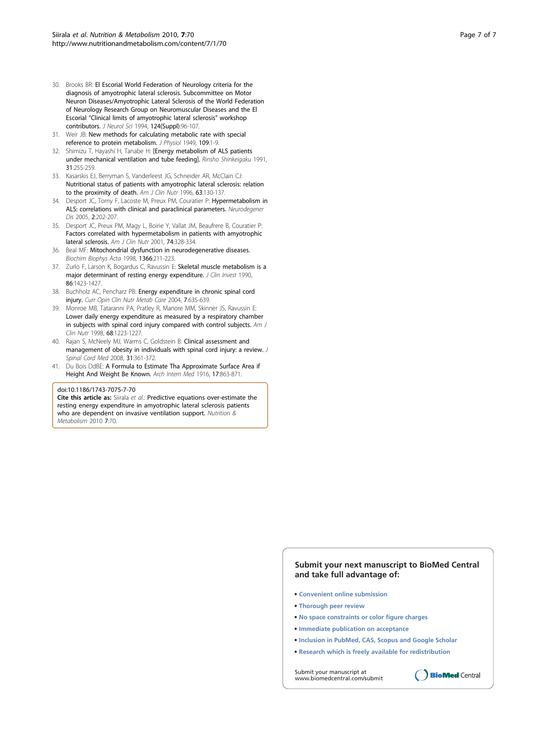30. Brooks BR: **El Escorial World Federation of Neurology criteria for the diagnosis of amyotrophic lateral sclerosis. Subcommittee on Motor Neuron Diseases/Amyotrophic Lateral Sclerosis of the World Federation of Neurology Research Group on Neuromuscular Diseases and the El Escorial "Clinical limits of amyotrophic lateral sclerosis" workshop contributors.** *J Neurol Sci* 1994, **124(Suppl)**:96-107.
31. Weir JB: **New methods for calculating metabolic rate with special reference to protein metabolism.** *J Physiol* 1949, **109**:1-9.
32. Shimizu T, Hayashi H, Tanabe H: **[Energy metabolism of ALS patients under mechanical ventilation and tube feeding].** *Rinsho Shinkeigaku* 1991, **31**:255-259.
33. Kasarskis EJ, Berryman S, Vanderleest JG, Schneider AR, McClain CJ: **Nutritional status of patients with amyotrophic lateral sclerosis: relation to the proximity of death.** *Am J Clin Nutr* 1996, **63**:130-137.
34. Desport JC, Torny F, Lacoste M, Preux PM, Couratier P: **Hypermetabolism in ALS: correlations with clinical and paraclinical parameters.** *Neurodegener Dis* 2005, **2**:202-207.
35. Desport JC, Preux PM, Magy L, Boirie Y, Vallat JM, Beaufrere B, Couratier P: **Factors correlated with hypermetabolism in patients with amyotrophic lateral sclerosis.** *Am J Clin Nutr* 2001, **74**:328-334.
36. Beal MF: **Mitochondrial dysfunction in neurodegenerative diseases.** *Biochim Biophys Acta* 1998, **1366**:211-223.
37. Zurlo F, Larson K, Bogardus C, Ravussin E: **Skeletal muscle metabolism is a major determinant of resting energy expenditure.** *J Clin Invest* 1990, **86**:1423-1427.
38. Buchholz AC, Pencharz PB: **Energy expenditure in chronic spinal cord injury.** *Curr Opin Clin Nutr Metab Care* 2004, **7**:635-639.
39. Monroe MB, Tataranni PA, Pratley R, Manore MM, Skinner JS, Ravussin E: **Lower daily energy expenditure as measured by a respiratory chamber in subjects with spinal cord injury compared with control subjects.** *Am J Clin Nutr* 1998, **68**:1223-1227.
40. Rajan S, McNeely MJ, Warms C, Goldstein B: **Clinical assessment and management of obesity in individuals with spinal cord injury: a review.** *J Spinal Cord Med* 2008, **31**:361-372.
41. Du Bois DdBE: **A Formula to Estimate Tha Approximate Surface Area if Height And Weight Be Known.** *Arch Intern Med* 1916, **17**:863-871.

doi:10.1186/1743-7075-7-70
**Cite this article as:** Siirala *et al.*: Predictive equations over-estimate the resting energy expenditure in amyotrophic lateral sclerosis patients who are dependent on invasive ventilation support. *Nutrition & Metabolism* 2010 **7**:70.

**Submit your next manuscript to BioMed Central and take full advantage of:**

- Convenient online submission
- Thorough peer review
- No space constraints or color figure charges
- Immediate publication on acceptance
- Inclusion in PubMed, CAS, Scopus and Google Scholar
- Research which is freely available for redistribution

Submit your manuscript at
www.biomedcentral.com/submit

BioMed Central